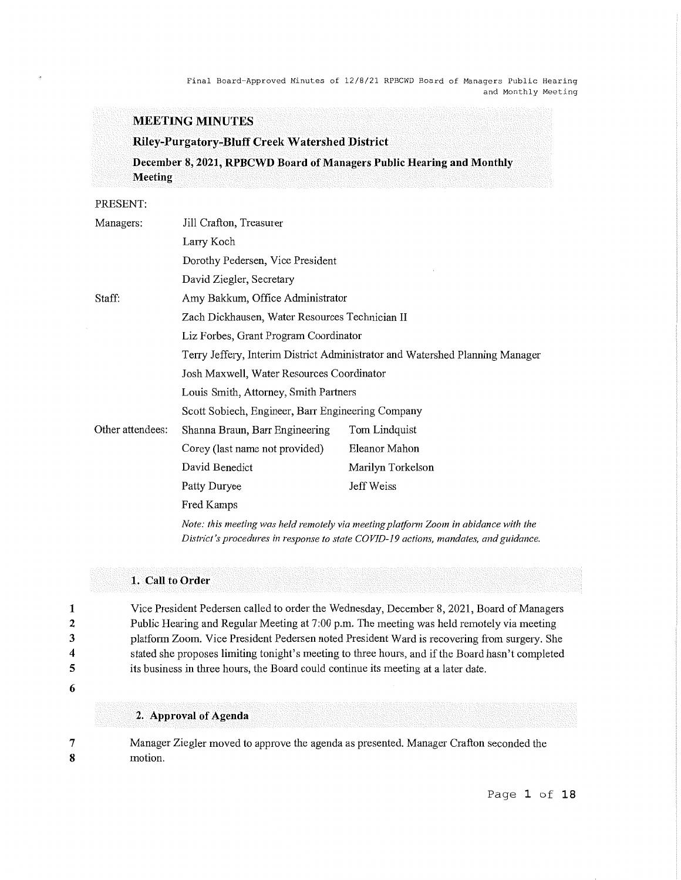# MEETING MINUTES

## Riley-Purgatory-Bluff Creek Watershed District

### December 8, 2021, RPBCWD Board of Managers Public Hearing and Monthly Meeting

PRESENT:

| | | |
|---|---|---|
| Managers: | Jill Crafton, Treasurer | |
| | Larry Koch | |
| | Dorothy Pedersen, Vice President | |
| | David Ziegler, Secretary | |
| Staff: | Amy Bakkum, Office Administrator | |
| | Zach Dickhausen, Water Resources Technician II | |
| | Liz Forbes, Grant Program Coordinator | |
| | Terry Jeffery, Interim District Administrator and Watershed Planning Manager | |
| | Josh Maxwell, Water Resources Coordinator | |
| | Louis Smith, Attorney, Smith Partners | |
| | Scott Sobiech, Engineer, Barr Engineering Company | |
| Other attendees: | Shanna Braun, Barr Engineering | Tom Lindquist |
| | Corey (last name not provided) | Eleanor Mahon |
| | David Benedict | Marilyn Torkelson |
| | Patty Duryee | Jeff Weiss |
| | Fred Kamps | |

*Note: this meeting was held remotely via meeting platform Zoom in abidance with the District's procedures in response to state COVID-19 actions, mandates, and guidance.*

### 1. Call to Order

1 Vice President Pedersen called to order the Wednesday, December 8, 2021, Board of Managers
2 Public Hearing and Regular Meeting at 7:00 p.m. The meeting was held remotely via meeting
3 platform Zoom. Vice President Pedersen noted President Ward is recovering from surgery. She
4 stated she proposes limiting tonight's meeting to three hours, and if the Board hasn't completed
5 its business in three hours, the Board could continue its meeting at a later date.
6

### 2. Approval of Agenda

7 Manager Ziegler moved to approve the agenda as presented. Manager Crafton seconded the
8 motion.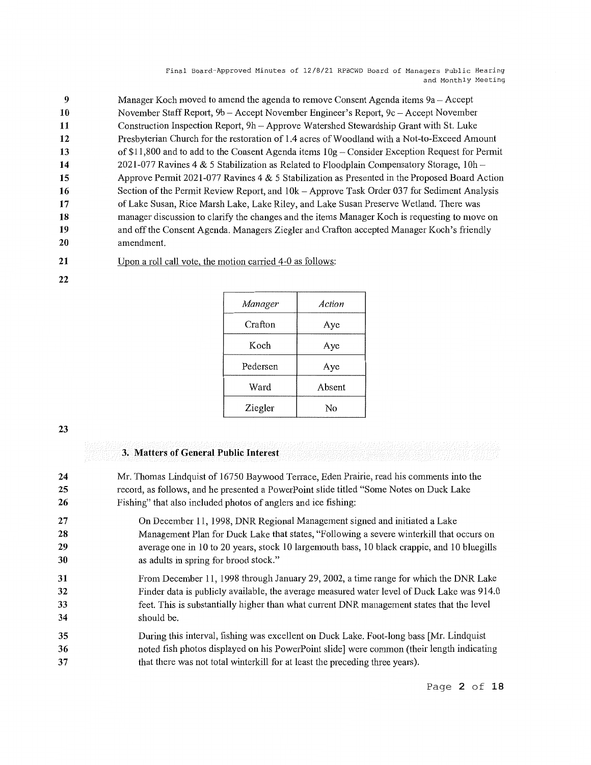Manager Koch moved to amend the agenda to remove Consent Agenda items 9a – Accept November Staff Report, 9b – Accept November Engineer's Report, 9c – Accept November Construction Inspection Report, 9h – Approve Watershed Stewardship Grant with St. Luke Presbyterian Church for the restoration of 1.4 acres of Woodland with a Not-to-Exceed Amount of $11,800 and to add to the Consent Agenda items 10g – Consider Exception Request for Permit 2021-077 Ravines 4 & 5 Stabilization as Related to Floodplain Compensatory Storage, 10h – Approve Permit 2021-077 Ravines 4 & 5 Stabilization as Presented in the Proposed Board Action Section of the Permit Review Report, and 10k – Approve Task Order 037 for Sediment Analysis of Lake Susan, Rice Marsh Lake, Lake Riley, and Lake Susan Preserve Wetland. There was manager discussion to clarify the changes and the items Manager Koch is requesting to move on and off the Consent Agenda. Managers Ziegler and Crafton accepted Manager Koch's friendly amendment.

Upon a roll call vote, the motion carried 4-0 as follows:

| *Manager* | *Action* |
|---|---|
| Crafton | Aye |
| Koch | Aye |
| Pedersen | Aye |
| Ward | Absent |
| Ziegler | No |

### 3. Matters of General Public Interest

Mr. Thomas Lindquist of 16750 Baywood Terrace, Eden Prairie, read his comments into the record, as follows, and he presented a PowerPoint slide titled "Some Notes on Duck Lake Fishing" that also included photos of anglers and ice fishing:

> On December 11, 1998, DNR Regional Management signed and initiated a Lake Management Plan for Duck Lake that states, "Following a severe winterkill that occurs on average one in 10 to 20 years, stock 10 largemouth bass, 10 black crappie, and 10 bluegills as adults in spring for brood stock."
>
> From December 11, 1998 through January 29, 2002, a time range for which the DNR Lake Finder data is publicly available, the average measured water level of Duck Lake was 914.0 feet. This is substantially higher than what current DNR management states that the level should be.
>
> During this interval, fishing was excellent on Duck Lake. Foot-long bass [Mr. Lindquist noted fish photos displayed on his PowerPoint slide] were common (their length indicating that there was not total winterkill for at least the preceding three years).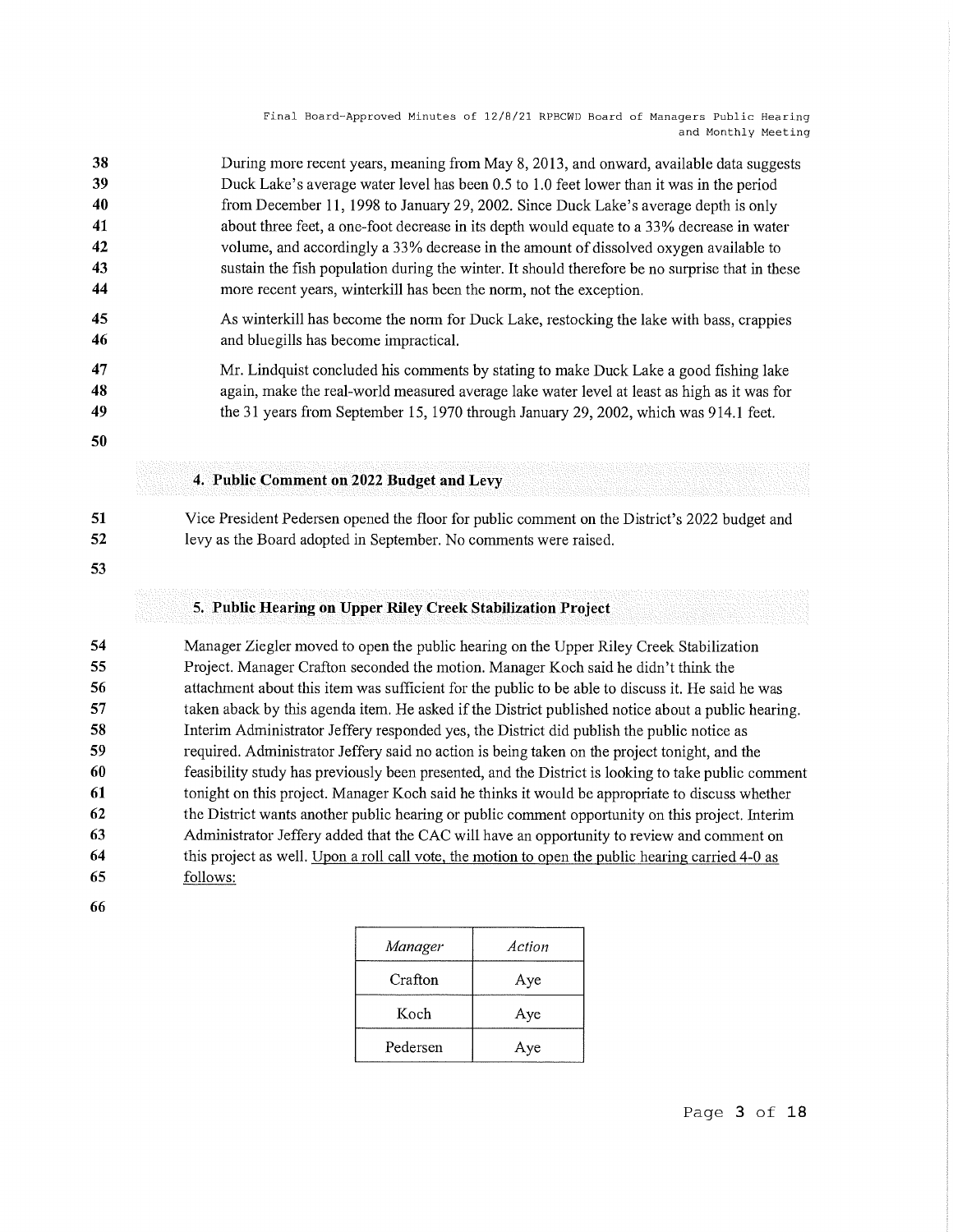During more recent years, meaning from May 8, 2013, and onward, available data suggests Duck Lake's average water level has been 0.5 to 1.0 feet lower than it was in the period from December 11, 1998 to January 29, 2002. Since Duck Lake's average depth is only about three feet, a one-foot decrease in its depth would equate to a 33% decrease in water volume, and accordingly a 33% decrease in the amount of dissolved oxygen available to sustain the fish population during the winter. It should therefore be no surprise that in these more recent years, winterkill has been the norm, not the exception.

As winterkill has become the norm for Duck Lake, restocking the lake with bass, crappies and bluegills has become impractical.

Mr. Lindquist concluded his comments by stating to make Duck Lake a good fishing lake again, make the real-world measured average lake water level at least as high as it was for the 31 years from September 15, 1970 through January 29, 2002, which was 914.1 feet.

## 4. Public Comment on 2022 Budget and Levy

Vice President Pedersen opened the floor for public comment on the District's 2022 budget and levy as the Board adopted in September. No comments were raised.

## 5. Public Hearing on Upper Riley Creek Stabilization Project

Manager Ziegler moved to open the public hearing on the Upper Riley Creek Stabilization Project. Manager Crafton seconded the motion. Manager Koch said he didn't think the attachment about this item was sufficient for the public to be able to discuss it. He said he was taken aback by this agenda item. He asked if the District published notice about a public hearing. Interim Administrator Jeffery responded yes, the District did publish the public notice as required. Administrator Jeffery said no action is being taken on the project tonight, and the feasibility study has previously been presented, and the District is looking to take public comment tonight on this project. Manager Koch said he thinks it would be appropriate to discuss whether the District wants another public hearing or public comment opportunity on this project. Interim Administrator Jeffery added that the CAC will have an opportunity to review and comment on this project as well. Upon a roll call vote, the motion to open the public hearing carried 4-0 as follows:

| *Manager* | *Action* |
|---|---|
| Crafton | Aye |
| Koch | Aye |
| Pedersen | Aye |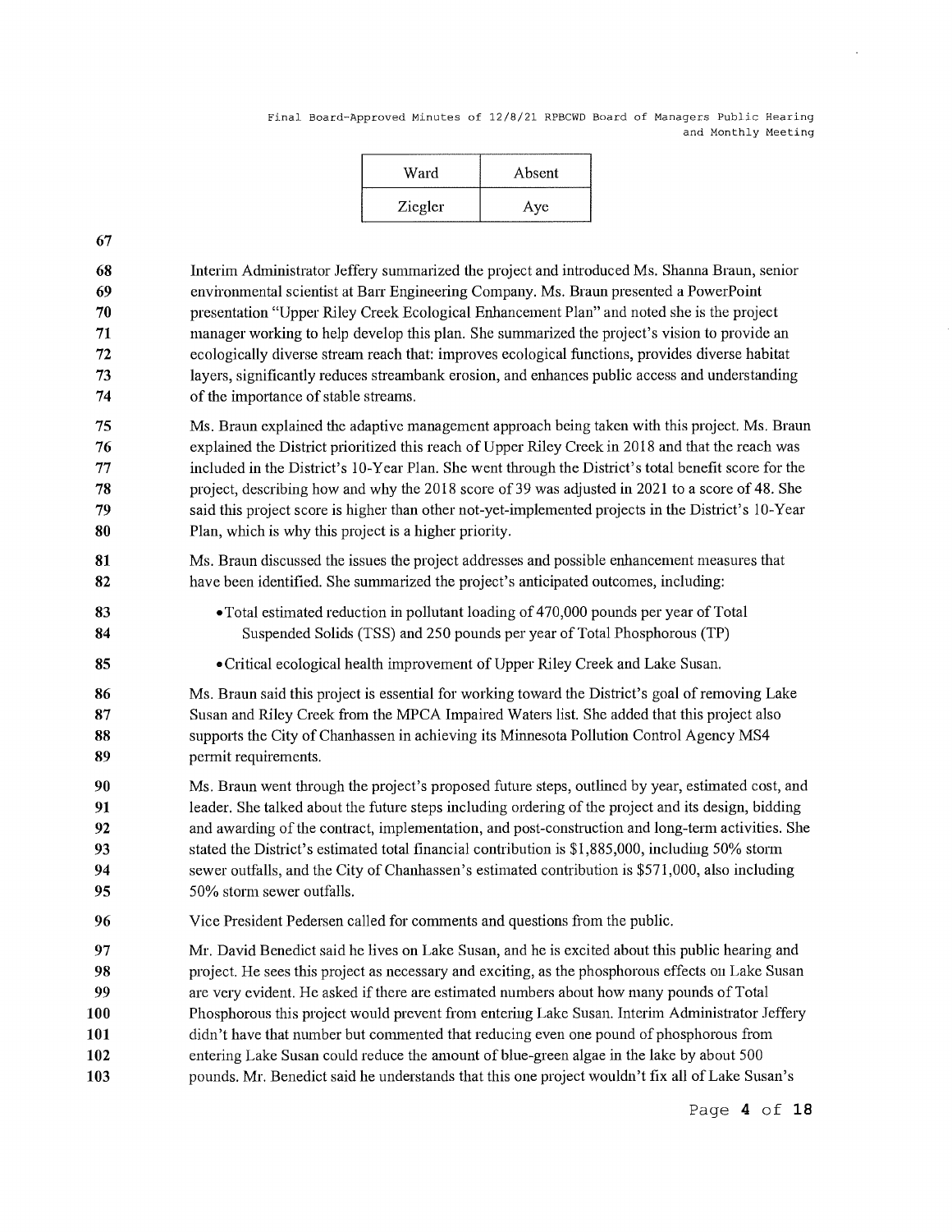| Ward | Absent |
|---|---|
| Ziegler | Aye |

Interim Administrator Jeffery summarized the project and introduced Ms. Shanna Braun, senior environmental scientist at Barr Engineering Company. Ms. Braun presented a PowerPoint presentation "Upper Riley Creek Ecological Enhancement Plan" and noted she is the project manager working to help develop this plan. She summarized the project's vision to provide an ecologically diverse stream reach that: improves ecological functions, provides diverse habitat layers, significantly reduces streambank erosion, and enhances public access and understanding of the importance of stable streams.

Ms. Braun explained the adaptive management approach being taken with this project. Ms. Braun explained the District prioritized this reach of Upper Riley Creek in 2018 and that the reach was included in the District's 10-Year Plan. She went through the District's total benefit score for the project, describing how and why the 2018 score of 39 was adjusted in 2021 to a score of 48. She said this project score is higher than other not-yet-implemented projects in the District's 10-Year Plan, which is why this project is a higher priority.

Ms. Braun discussed the issues the project addresses and possible enhancement measures that have been identified. She summarized the project's anticipated outcomes, including:

- Total estimated reduction in pollutant loading of 470,000 pounds per year of Total Suspended Solids (TSS) and 250 pounds per year of Total Phosphorous (TP)
- Critical ecological health improvement of Upper Riley Creek and Lake Susan.

Ms. Braun said this project is essential for working toward the District's goal of removing Lake Susan and Riley Creek from the MPCA Impaired Waters list. She added that this project also supports the City of Chanhassen in achieving its Minnesota Pollution Control Agency MS4 permit requirements.

Ms. Braun went through the project's proposed future steps, outlined by year, estimated cost, and leader. She talked about the future steps including ordering of the project and its design, bidding and awarding of the contract, implementation, and post-construction and long-term activities. She stated the District's estimated total financial contribution is $1,885,000, including 50% storm sewer outfalls, and the City of Chanhassen's estimated contribution is $571,000, also including 50% storm sewer outfalls.

Vice President Pedersen called for comments and questions from the public.

Mr. David Benedict said he lives on Lake Susan, and he is excited about this public hearing and project. He sees this project as necessary and exciting, as the phosphorous effects on Lake Susan are very evident. He asked if there are estimated numbers about how many pounds of Total Phosphorous this project would prevent from entering Lake Susan. Interim Administrator Jeffery didn't have that number but commented that reducing even one pound of phosphorous from entering Lake Susan could reduce the amount of blue-green algae in the lake by about 500 pounds. Mr. Benedict said he understands that this one project wouldn't fix all of Lake Susan's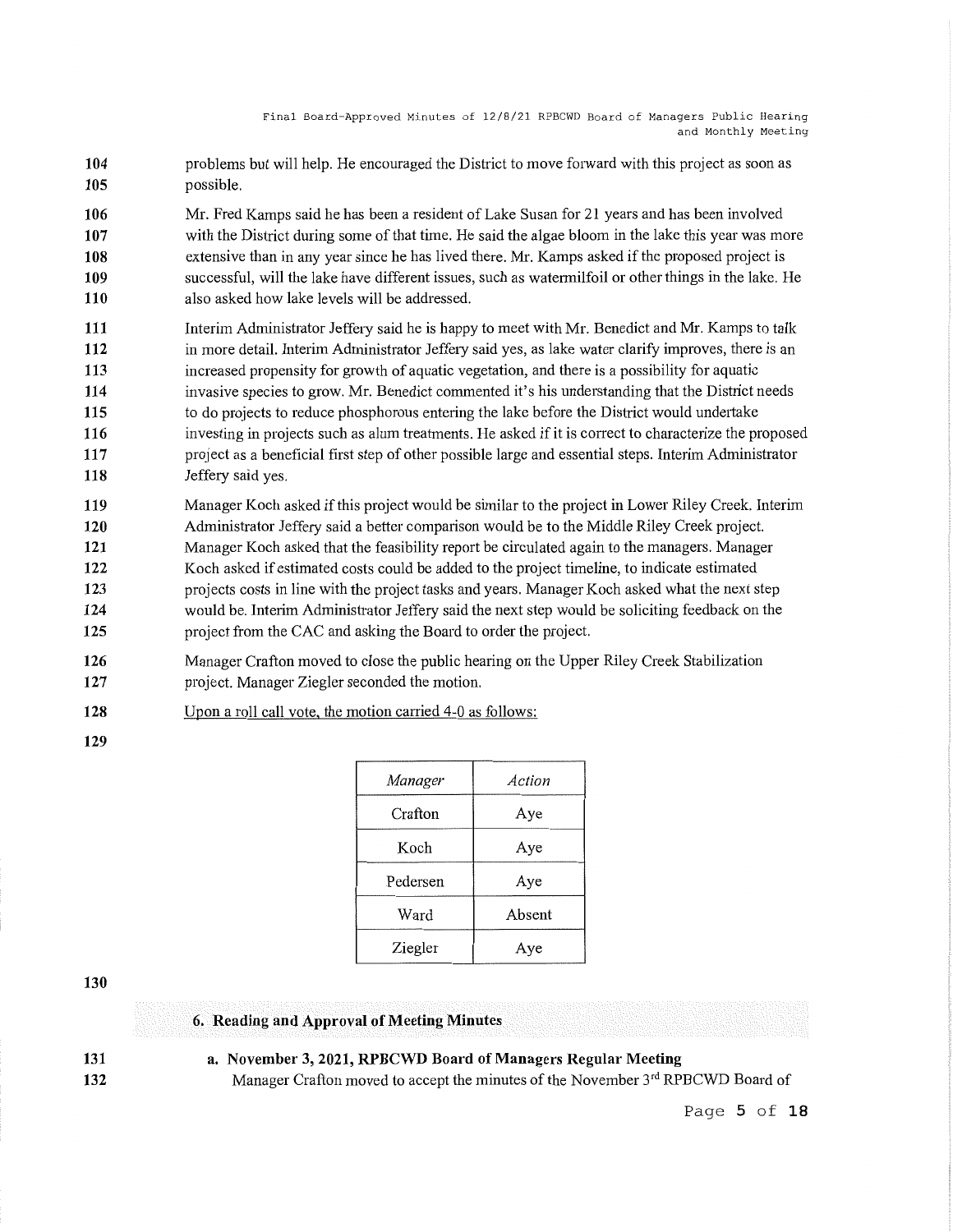problems but will help. He encouraged the District to move forward with this project as soon as possible.

Mr. Fred Kamps said he has been a resident of Lake Susan for 21 years and has been involved with the District during some of that time. He said the algae bloom in the lake this year was more extensive than in any year since he has lived there. Mr. Kamps asked if the proposed project is successful, will the lake have different issues, such as watermilfoil or other things in the lake. He also asked how lake levels will be addressed.

Interim Administrator Jeffery said he is happy to meet with Mr. Benedict and Mr. Kamps to talk in more detail. Interim Administrator Jeffery said yes, as lake water clarify improves, there is an increased propensity for growth of aquatic vegetation, and there is a possibility for aquatic invasive species to grow. Mr. Benedict commented it's his understanding that the District needs to do projects to reduce phosphorous entering the lake before the District would undertake investing in projects such as alum treatments. He asked if it is correct to characterize the proposed project as a beneficial first step of other possible large and essential steps. Interim Administrator Jeffery said yes.

Manager Koch asked if this project would be similar to the project in Lower Riley Creek. Interim Administrator Jeffery said a better comparison would be to the Middle Riley Creek project. Manager Koch asked that the feasibility report be circulated again to the managers. Manager Koch asked if estimated costs could be added to the project timeline, to indicate estimated projects costs in line with the project tasks and years. Manager Koch asked what the next step would be. Interim Administrator Jeffery said the next step would be soliciting feedback on the project from the CAC and asking the Board to order the project.

Manager Crafton moved to close the public hearing on the Upper Riley Creek Stabilization project. Manager Ziegler seconded the motion.

Upon a roll call vote, the motion carried 4-0 as follows:

| *Manager* | *Action* |
|---|---|
| Crafton | Aye |
| Koch | Aye |
| Pedersen | Aye |
| Ward | Absent |
| Ziegler | Aye |

## 6. Reading and Approval of Meeting Minutes

**a. November 3, 2021, RPBCWD Board of Managers Regular Meeting**

Manager Crafton moved to accept the minutes of the November 3rd RPBCWD Board of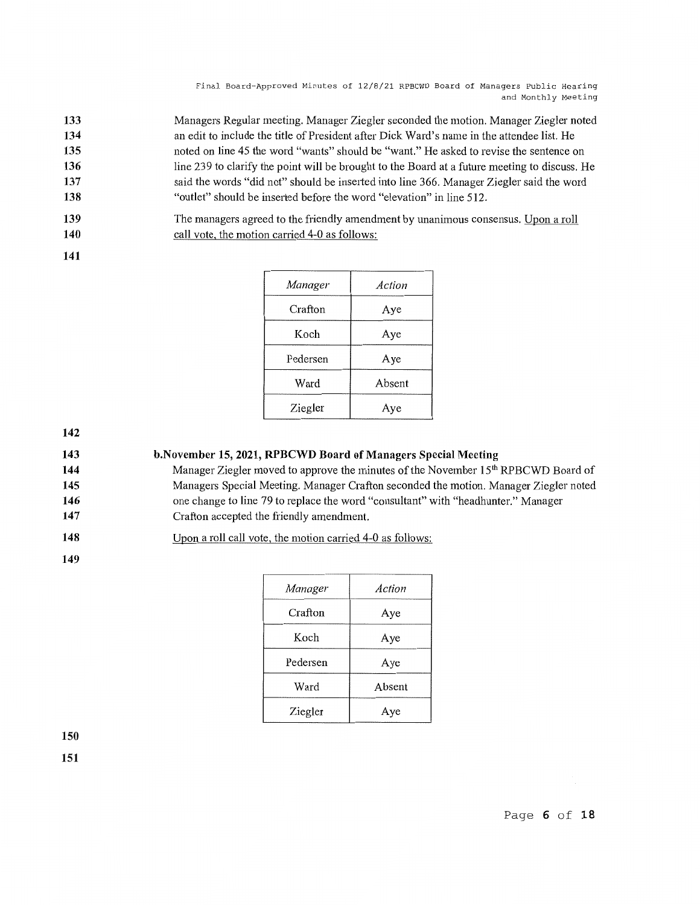Managers Regular meeting. Manager Ziegler seconded the motion. Manager Ziegler noted an edit to include the title of President after Dick Ward's name in the attendee list. He noted on line 45 the word "wants" should be "want." He asked to revise the sentence on line 239 to clarify the point will be brought to the Board at a future meeting to discuss. He said the words "did not" should be inserted into line 366. Manager Ziegler said the word "outlet" should be inserted before the word "elevation" in line 512.

The managers agreed to the friendly amendment by unanimous consensus. Upon a roll call vote, the motion carried 4-0 as follows:

| *Manager* | *Action* |
|---|---|
| Crafton | Aye |
| Koch | Aye |
| Pedersen | Aye |
| Ward | Absent |
| Ziegler | Aye |

**b. November 15, 2021, RPBCWD Board of Managers Special Meeting**

Manager Ziegler moved to approve the minutes of the November 15th RPBCWD Board of Managers Special Meeting. Manager Crafton seconded the motion. Manager Ziegler noted one change to line 79 to replace the word "consultant" with "headhunter." Manager Crafton accepted the friendly amendment.

Upon a roll call vote, the motion carried 4-0 as follows:

| *Manager* | *Action* |
|---|---|
| Crafton | Aye |
| Koch | Aye |
| Pedersen | Aye |
| Ward | Absent |
| Ziegler | Aye |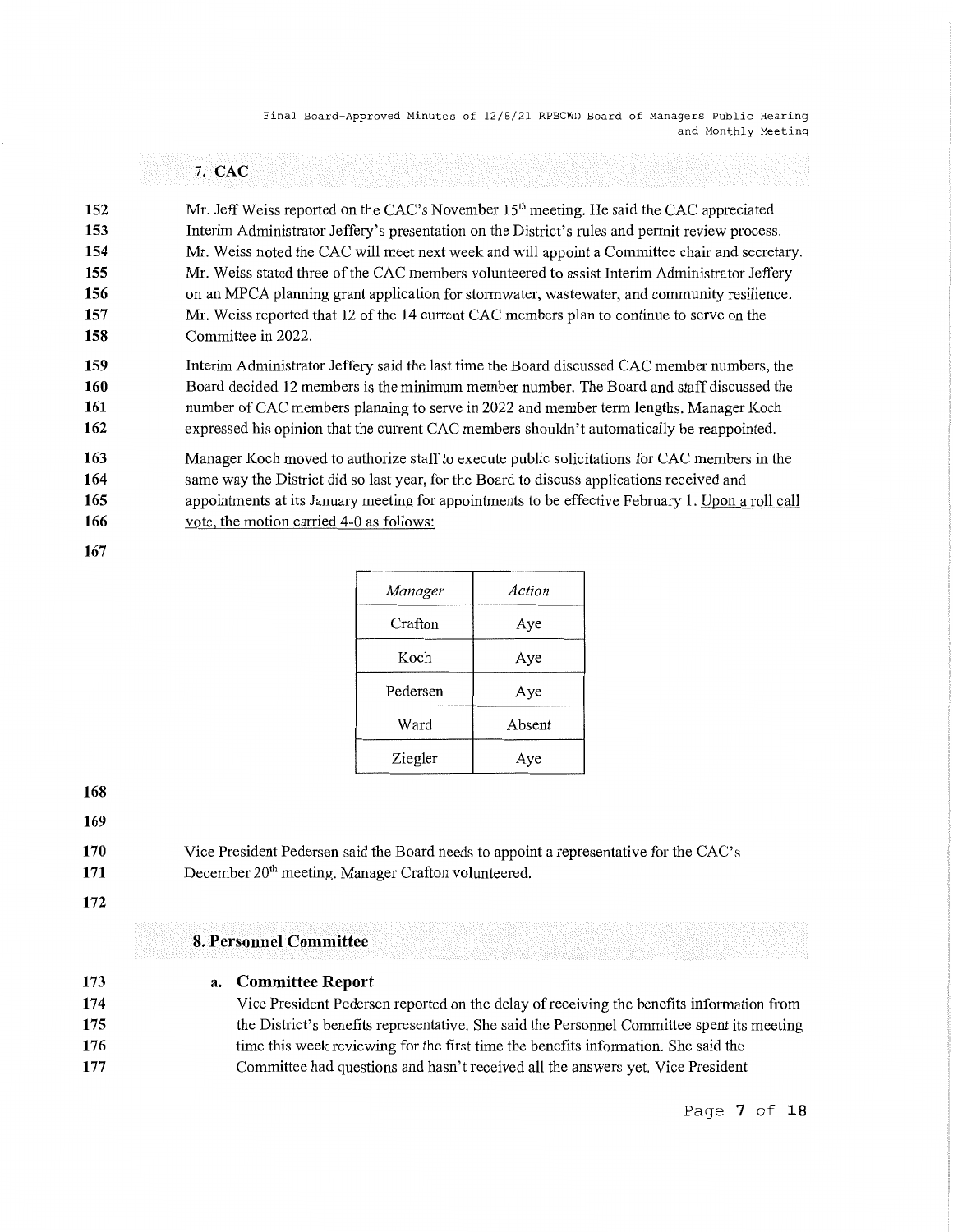## 7. CAC

Mr. Jeff Weiss reported on the CAC's November 15th meeting. He said the CAC appreciated Interim Administrator Jeffery's presentation on the District's rules and permit review process. Mr. Weiss noted the CAC will meet next week and will appoint a Committee chair and secretary. Mr. Weiss stated three of the CAC members volunteered to assist Interim Administrator Jeffery on an MPCA planning grant application for stormwater, wastewater, and community resilience. Mr. Weiss reported that 12 of the 14 current CAC members plan to continue to serve on the Committee in 2022.

Interim Administrator Jeffery said the last time the Board discussed CAC member numbers, the Board decided 12 members is the minimum member number. The Board and staff discussed the number of CAC members planning to serve in 2022 and member term lengths. Manager Koch expressed his opinion that the current CAC members shouldn't automatically be reappointed.

Manager Koch moved to authorize staff to execute public solicitations for CAC members in the same way the District did so last year, for the Board to discuss applications received and appointments at its January meeting for appointments to be effective February 1. Upon a roll call vote, the motion carried 4-0 as follows:

| *Manager* | *Action* |
|---|---|
| Crafton | Aye |
| Koch | Aye |
| Pedersen | Aye |
| Ward | Absent |
| Ziegler | Aye |

Vice President Pedersen said the Board needs to appoint a representative for the CAC's December 20th meeting. Manager Crafton volunteered.

## 8. Personnel Committee

### a. Committee Report

Vice President Pedersen reported on the delay of receiving the benefits information from the District's benefits representative. She said the Personnel Committee spent its meeting time this week reviewing for the first time the benefits information. She said the Committee had questions and hasn't received all the answers yet. Vice President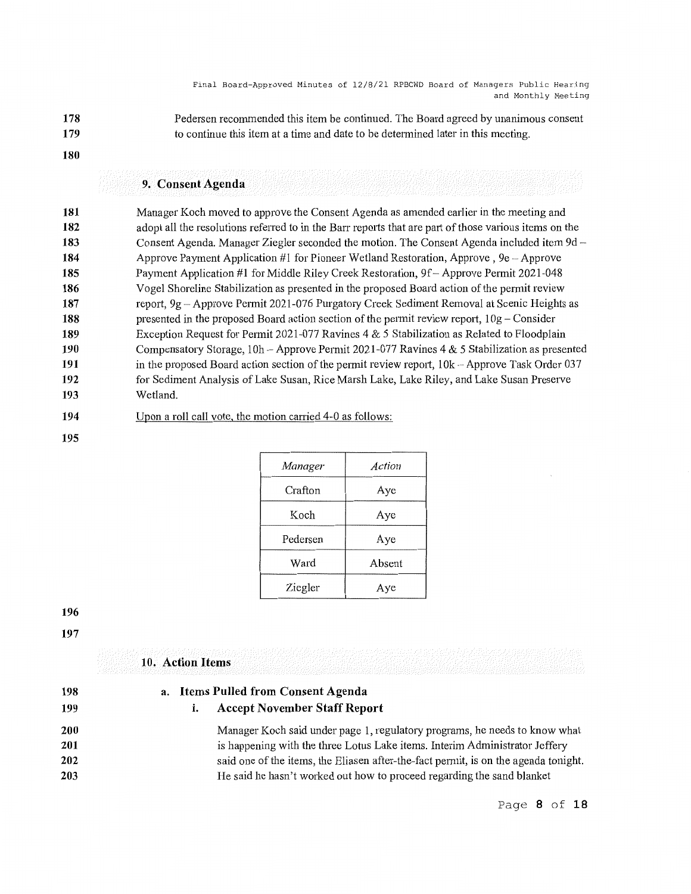Pedersen recommended this item be continued. The Board agreed by unanimous consent to continue this item at a time and date to be determined later in this meeting.

## 9. Consent Agenda

Manager Koch moved to approve the Consent Agenda as amended earlier in the meeting and adopt all the resolutions referred to in the Barr reports that are part of those various items on the Consent Agenda. Manager Ziegler seconded the motion. The Consent Agenda included item 9d – Approve Payment Application #1 for Pioneer Wetland Restoration, Approve , 9e – Approve Payment Application #1 for Middle Riley Creek Restoration, 9f – Approve Permit 2021-048 Vogel Shoreline Stabilization as presented in the proposed Board action of the permit review report, 9g – Approve Permit 2021-076 Purgatory Creek Sediment Removal at Scenic Heights as presented in the proposed Board action section of the permit review report, 10g – Consider Exception Request for Permit 2021-077 Ravines 4 & 5 Stabilization as Related to Floodplain Compensatory Storage, 10h – Approve Permit 2021-077 Ravines 4 & 5 Stabilization as presented in the proposed Board action section of the permit review report, 10k – Approve Task Order 037 for Sediment Analysis of Lake Susan, Rice Marsh Lake, Lake Riley, and Lake Susan Preserve Wetland.

Upon a roll call vote, the motion carried 4-0 as follows:

| *Manager* | *Action* |
|---|---|
| Crafton | Aye |
| Koch | Aye |
| Pedersen | Aye |
| Ward | Absent |
| Ziegler | Aye |

## 10. Action Items

### a. Items Pulled from Consent Agenda

#### i. Accept November Staff Report

Manager Koch said under page 1, regulatory programs, he needs to know what is happening with the three Lotus Lake items. Interim Administrator Jeffery said one of the items, the Eliasen after-the-fact permit, is on the agenda tonight. He said he hasn't worked out how to proceed regarding the sand blanket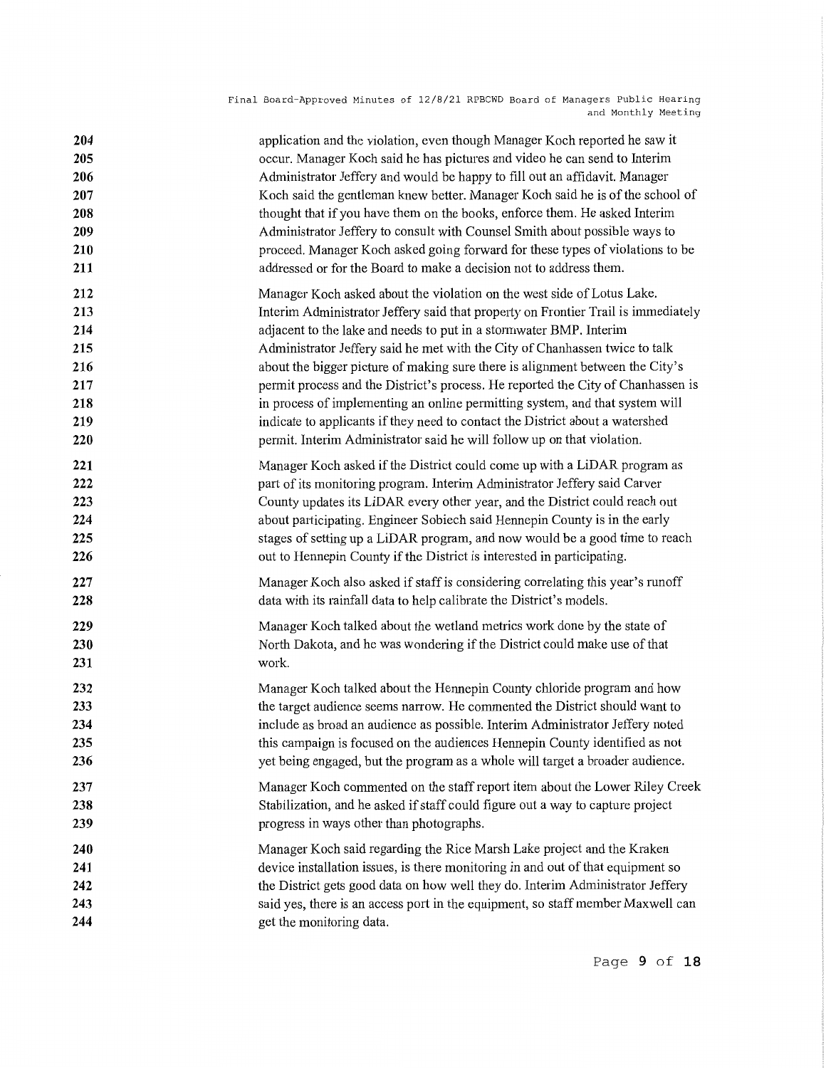application and the violation, even though Manager Koch reported he saw it occur. Manager Koch said he has pictures and video he can send to Interim Administrator Jeffery and would be happy to fill out an affidavit. Manager Koch said the gentleman knew better. Manager Koch said he is of the school of thought that if you have them on the books, enforce them. He asked Interim Administrator Jeffery to consult with Counsel Smith about possible ways to proceed. Manager Koch asked going forward for these types of violations to be addressed or for the Board to make a decision not to address them.

Manager Koch asked about the violation on the west side of Lotus Lake. Interim Administrator Jeffery said that property on Frontier Trail is immediately adjacent to the lake and needs to put in a stormwater BMP. Interim Administrator Jeffery said he met with the City of Chanhassen twice to talk about the bigger picture of making sure there is alignment between the City's permit process and the District's process. He reported the City of Chanhassen is in process of implementing an online permitting system, and that system will indicate to applicants if they need to contact the District about a watershed permit. Interim Administrator said he will follow up on that violation.

Manager Koch asked if the District could come up with a LiDAR program as part of its monitoring program. Interim Administrator Jeffery said Carver County updates its LiDAR every other year, and the District could reach out about participating. Engineer Sobiech said Hennepin County is in the early stages of setting up a LiDAR program, and now would be a good time to reach out to Hennepin County if the District is interested in participating.

Manager Koch also asked if staff is considering correlating this year's runoff data with its rainfall data to help calibrate the District's models.

Manager Koch talked about the wetland metrics work done by the state of North Dakota, and he was wondering if the District could make use of that work.

Manager Koch talked about the Hennepin County chloride program and how the target audience seems narrow. He commented the District should want to include as broad an audience as possible. Interim Administrator Jeffery noted this campaign is focused on the audiences Hennepin County identified as not yet being engaged, but the program as a whole will target a broader audience.

Manager Koch commented on the staff report item about the Lower Riley Creek Stabilization, and he asked if staff could figure out a way to capture project progress in ways other than photographs.

Manager Koch said regarding the Rice Marsh Lake project and the Kraken device installation issues, is there monitoring in and out of that equipment so the District gets good data on how well they do. Interim Administrator Jeffery said yes, there is an access port in the equipment, so staff member Maxwell can get the monitoring data.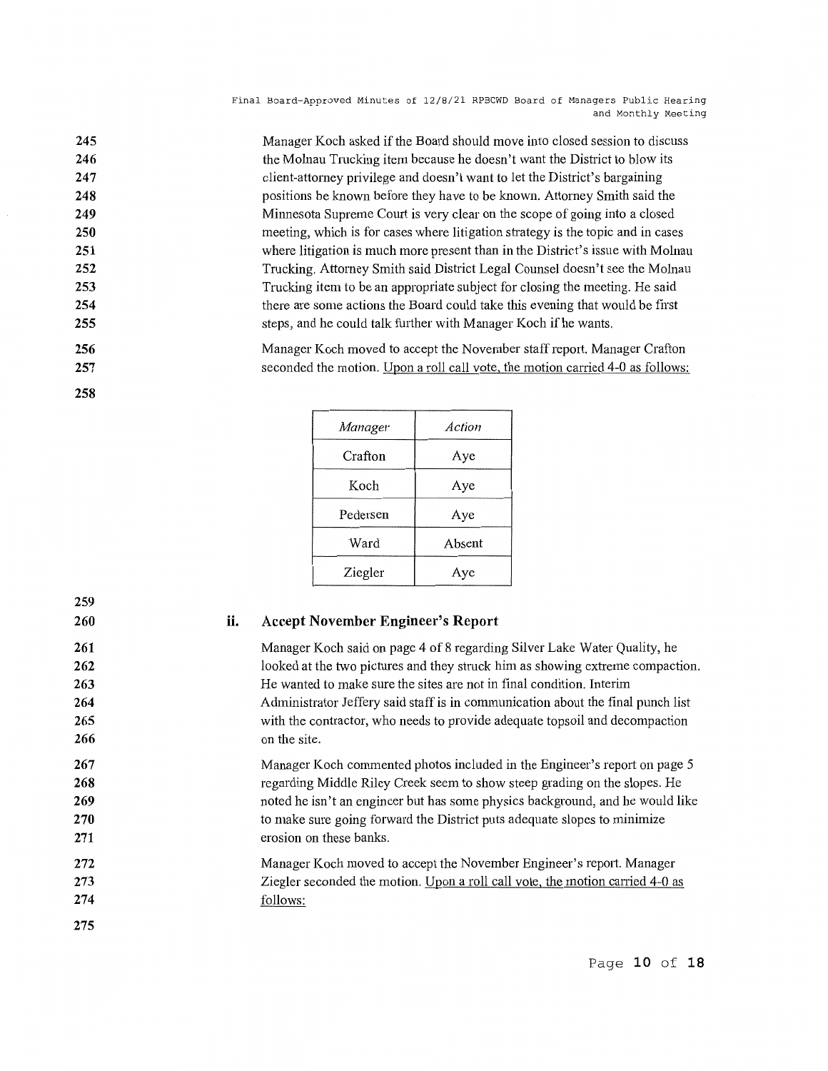Manager Koch asked if the Board should move into closed session to discuss the Molnau Trucking item because he doesn't want the District to blow its client-attorney privilege and doesn't want to let the District's bargaining positions be known before they have to be known. Attorney Smith said the Minnesota Supreme Court is very clear on the scope of going into a closed meeting, which is for cases where litigation strategy is the topic and in cases where litigation is much more present than in the District's issue with Molnau Trucking. Attorney Smith said District Legal Counsel doesn't see the Molnau Trucking item to be an appropriate subject for closing the meeting. He said there are some actions the Board could take this evening that would be first steps, and he could talk further with Manager Koch if he wants.

Manager Koch moved to accept the November staff report. Manager Crafton seconded the motion. Upon a roll call vote, the motion carried 4-0 as follows:

| *Manager* | *Action* |
|---|---|
| Crafton | Aye |
| Koch | Aye |
| Pedersen | Aye |
| Ward | Absent |
| Ziegler | Aye |

### ii. Accept November Engineer's Report

Manager Koch said on page 4 of 8 regarding Silver Lake Water Quality, he looked at the two pictures and they struck him as showing extreme compaction. He wanted to make sure the sites are not in final condition. Interim Administrator Jeffery said staff is in communication about the final punch list with the contractor, who needs to provide adequate topsoil and decompaction on the site.

Manager Koch commented photos included in the Engineer's report on page 5 regarding Middle Riley Creek seem to show steep grading on the slopes. He noted he isn't an engineer but has some physics background, and he would like to make sure going forward the District puts adequate slopes to minimize erosion on these banks.

Manager Koch moved to accept the November Engineer's report. Manager Ziegler seconded the motion. Upon a roll call vote, the motion carried 4-0 as follows: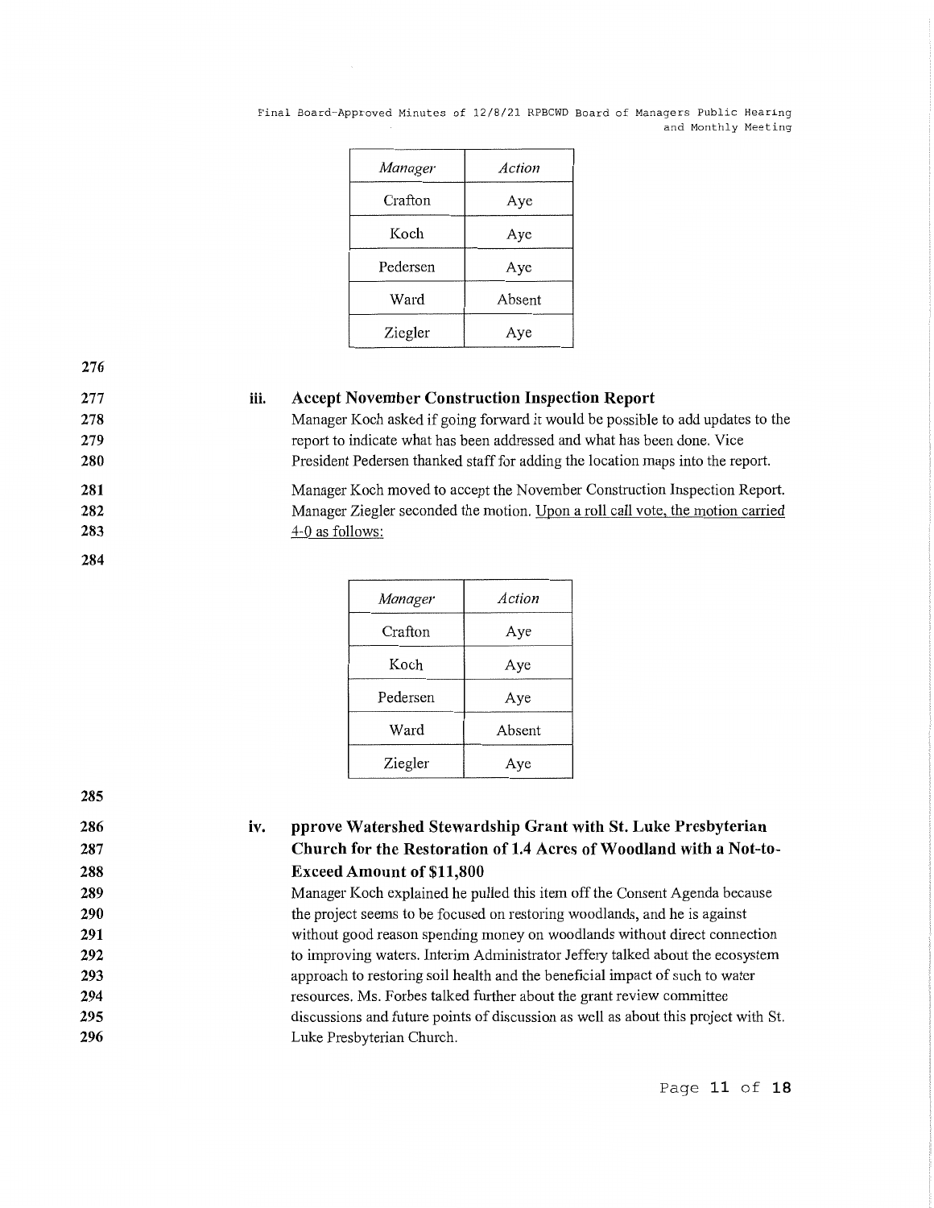| Manager | Action |
|---|---|
| Crafton | Aye |
| Koch | Aye |
| Pedersen | Aye |
| Ward | Absent |
| Ziegler | Aye |

### iii. Accept November Construction Inspection Report

Manager Koch asked if going forward it would be possible to add updates to the report to indicate what has been addressed and what has been done. Vice President Pedersen thanked staff for adding the location maps into the report.

Manager Koch moved to accept the November Construction Inspection Report. Manager Ziegler seconded the motion. Upon a roll call vote, the motion carried 4-0 as follows:

| Manager | Action |
|---|---|
| Crafton | Aye |
| Koch | Aye |
| Pedersen | Aye |
| Ward | Absent |
| Ziegler | Aye |

### iv. pprove Watershed Stewardship Grant with St. Luke Presbyterian Church for the Restoration of 1.4 Acres of Woodland with a Not-to-Exceed Amount of $11,800

Manager Koch explained he pulled this item off the Consent Agenda because the project seems to be focused on restoring woodlands, and he is against without good reason spending money on woodlands without direct connection to improving waters. Interim Administrator Jeffery talked about the ecosystem approach to restoring soil health and the beneficial impact of such to water resources. Ms. Forbes talked further about the grant review committee discussions and future points of discussion as well as about this project with St. Luke Presbyterian Church.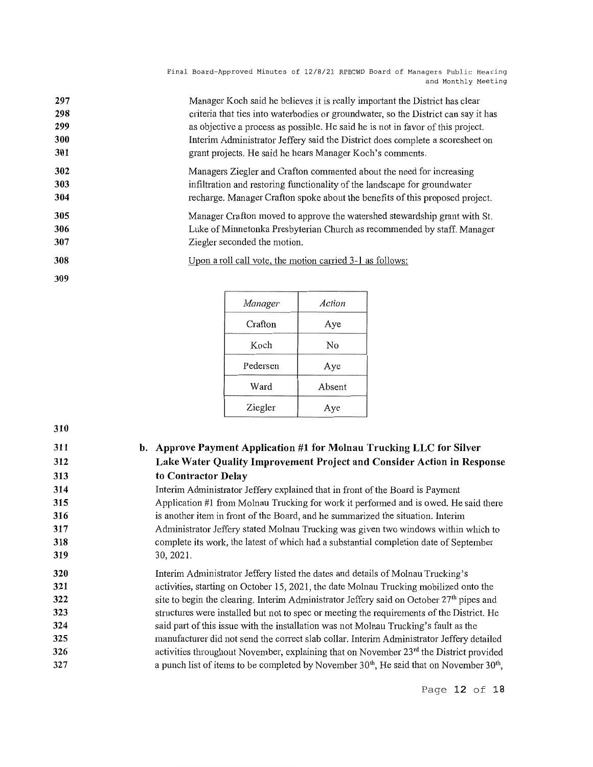Manager Koch said he believes it is really important the District has clear criteria that ties into waterbodies or groundwater, so the District can say it has as objective a process as possible. He said he is not in favor of this project. Interim Administrator Jeffery said the District does complete a scoresheet on grant projects. He said he hears Manager Koch's comments.

Managers Ziegler and Crafton commented about the need for increasing infiltration and restoring functionality of the landscape for groundwater recharge. Manager Crafton spoke about the benefits of this proposed project.

Manager Crafton moved to approve the watershed stewardship grant with St. Luke of Minnetonka Presbyterian Church as recommended by staff. Manager Ziegler seconded the motion.

Upon a roll call vote, the motion carried 3-1 as follows:

| *Manager* | *Action* |
|---|---|
| Crafton | Aye |
| Koch | No |
| Pedersen | Aye |
| Ward | Absent |
| Ziegler | Aye |

**b. Approve Payment Application #1 for Molnau Trucking LLC for Silver Lake Water Quality Improvement Project and Consider Action in Response to Contractor Delay**

Interim Administrator Jeffery explained that in front of the Board is Payment Application #1 from Molnau Trucking for work it performed and is owed. He said there is another item in front of the Board, and he summarized the situation. Interim Administrator Jeffery stated Molnau Trucking was given two windows within which to complete its work, the latest of which had a substantial completion date of September 30, 2021.

Interim Administrator Jeffery listed the dates and details of Molnau Trucking's activities, starting on October 15, 2021, the date Molnau Trucking mobilized onto the site to begin the clearing. Interim Administrator Jeffery said on October 27th pipes and structures were installed but not to spec or meeting the requirements of the District. He said part of this issue with the installation was not Molnau Trucking's fault as the manufacturer did not send the correct slab collar. Interim Administrator Jeffery detailed activities throughout November, explaining that on November 23rd the District provided a punch list of items to be completed by November 30th, He said that on November 30th,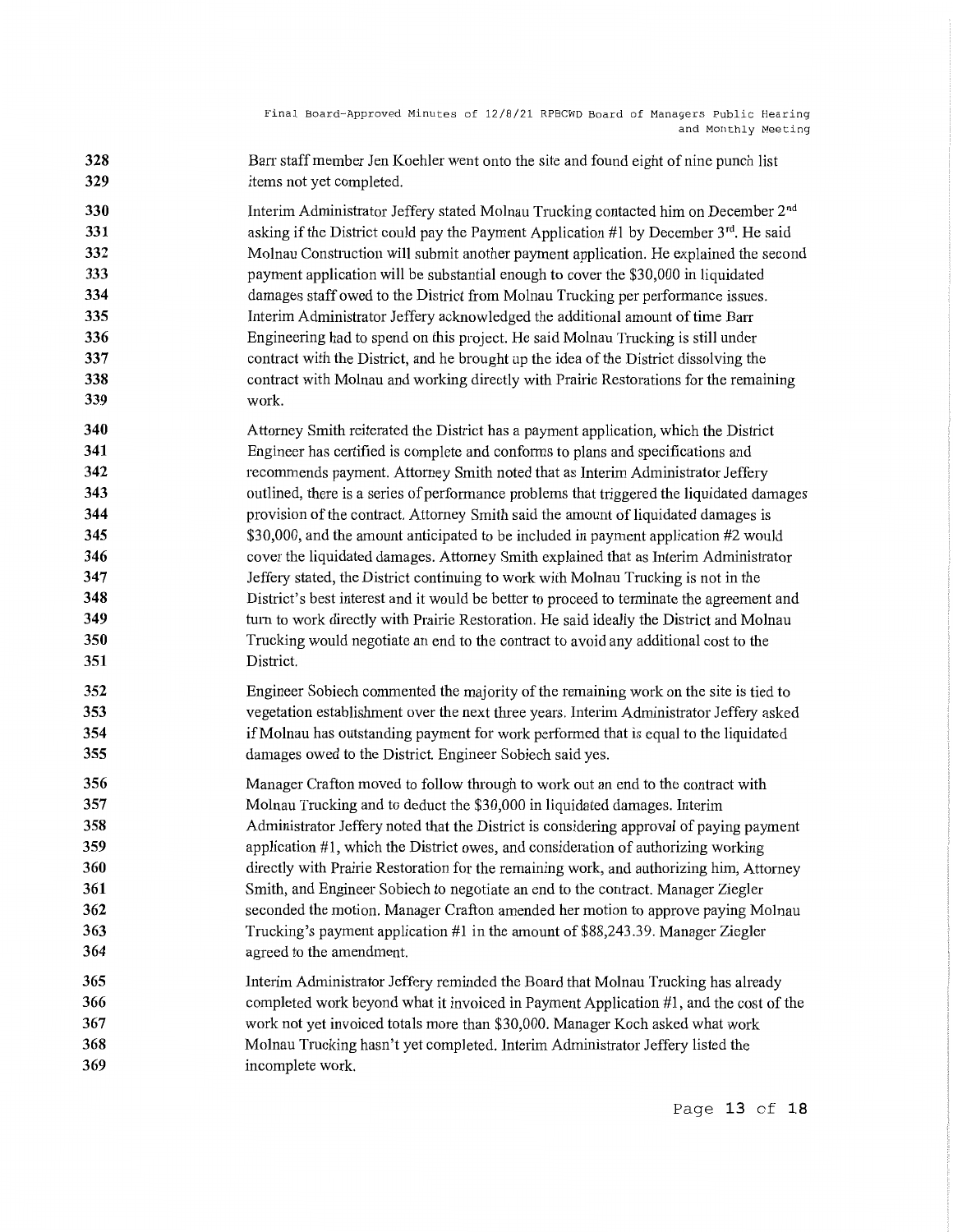Barr staff member Jen Koehler went onto the site and found eight of nine punch list items not yet completed.

Interim Administrator Jeffery stated Molnau Trucking contacted him on December 2nd asking if the District could pay the Payment Application #1 by December 3rd. He said Molnau Construction will submit another payment application. He explained the second payment application will be substantial enough to cover the $30,000 in liquidated damages staff owed to the District from Molnau Trucking per performance issues. Interim Administrator Jeffery acknowledged the additional amount of time Barr Engineering had to spend on this project. He said Molnau Trucking is still under contract with the District, and he brought up the idea of the District dissolving the contract with Molnau and working directly with Prairie Restorations for the remaining work.

Attorney Smith reiterated the District has a payment application, which the District Engineer has certified is complete and conforms to plans and specifications and recommends payment. Attorney Smith noted that as Interim Administrator Jeffery outlined, there is a series of performance problems that triggered the liquidated damages provision of the contract. Attorney Smith said the amount of liquidated damages is $30,000, and the amount anticipated to be included in payment application #2 would cover the liquidated damages. Attorney Smith explained that as Interim Administrator Jeffery stated, the District continuing to work with Molnau Trucking is not in the District's best interest and it would be better to proceed to terminate the agreement and turn to work directly with Prairie Restoration. He said ideally the District and Molnau Trucking would negotiate an end to the contract to avoid any additional cost to the District.

Engineer Sobiech commented the majority of the remaining work on the site is tied to vegetation establishment over the next three years. Interim Administrator Jeffery asked if Molnau has outstanding payment for work performed that is equal to the liquidated damages owed to the District. Engineer Sobiech said yes.

Manager Crafton moved to follow through to work out an end to the contract with Molnau Trucking and to deduct the $30,000 in liquidated damages. Interim Administrator Jeffery noted that the District is considering approval of paying payment application #1, which the District owes, and consideration of authorizing working directly with Prairie Restoration for the remaining work, and authorizing him, Attorney Smith, and Engineer Sobiech to negotiate an end to the contract. Manager Ziegler seconded the motion. Manager Crafton amended her motion to approve paying Molnau Trucking's payment application #1 in the amount of $88,243.39. Manager Ziegler agreed to the amendment.

Interim Administrator Jeffery reminded the Board that Molnau Trucking has already completed work beyond what it invoiced in Payment Application #1, and the cost of the work not yet invoiced totals more than $30,000. Manager Koch asked what work Molnau Trucking hasn't yet completed. Interim Administrator Jeffery listed the incomplete work.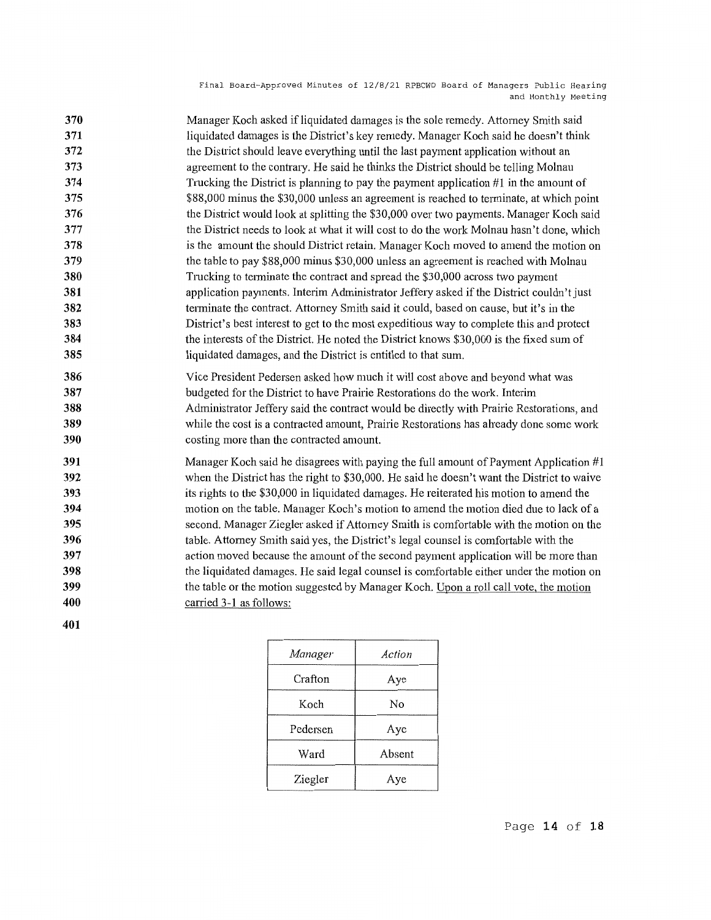Manager Koch asked if liquidated damages is the sole remedy. Attorney Smith said liquidated damages is the District's key remedy. Manager Koch said he doesn't think the District should leave everything until the last payment application without an agreement to the contrary. He said he thinks the District should be telling Molnau Trucking the District is planning to pay the payment application #1 in the amount of $88,000 minus the $30,000 unless an agreement is reached to terminate, at which point the District would look at splitting the $30,000 over two payments. Manager Koch said the District needs to look at what it will cost to do the work Molnau hasn't done, which is the amount the should District retain. Manager Koch moved to amend the motion on the table to pay $88,000 minus $30,000 unless an agreement is reached with Molnau Trucking to terminate the contract and spread the $30,000 across two payment application payments. Interim Administrator Jeffery asked if the District couldn't just terminate the contract. Attorney Smith said it could, based on cause, but it's in the District's best interest to get to the most expeditious way to complete this and protect the interests of the District. He noted the District knows $30,000 is the fixed sum of liquidated damages, and the District is entitled to that sum.

Vice President Pedersen asked how much it will cost above and beyond what was budgeted for the District to have Prairie Restorations do the work. Interim Administrator Jeffery said the contract would be directly with Prairie Restorations, and while the cost is a contracted amount, Prairie Restorations has already done some work costing more than the contracted amount.

Manager Koch said he disagrees with paying the full amount of Payment Application #1 when the District has the right to $30,000. He said he doesn't want the District to waive its rights to the $30,000 in liquidated damages. He reiterated his motion to amend the motion on the table. Manager Koch's motion to amend the motion died due to lack of a second. Manager Ziegler asked if Attorney Smith is comfortable with the motion on the table. Attorney Smith said yes, the District's legal counsel is comfortable with the action moved because the amount of the second payment application will be more than the liquidated damages. He said legal counsel is comfortable either under the motion on the table or the motion suggested by Manager Koch. Upon a roll call vote, the motion carried 3-1 as follows:

| *Manager* | *Action* |
|---|---|
| Crafton | Aye |
| Koch | No |
| Pedersen | Aye |
| Ward | Absent |
| Ziegler | Aye |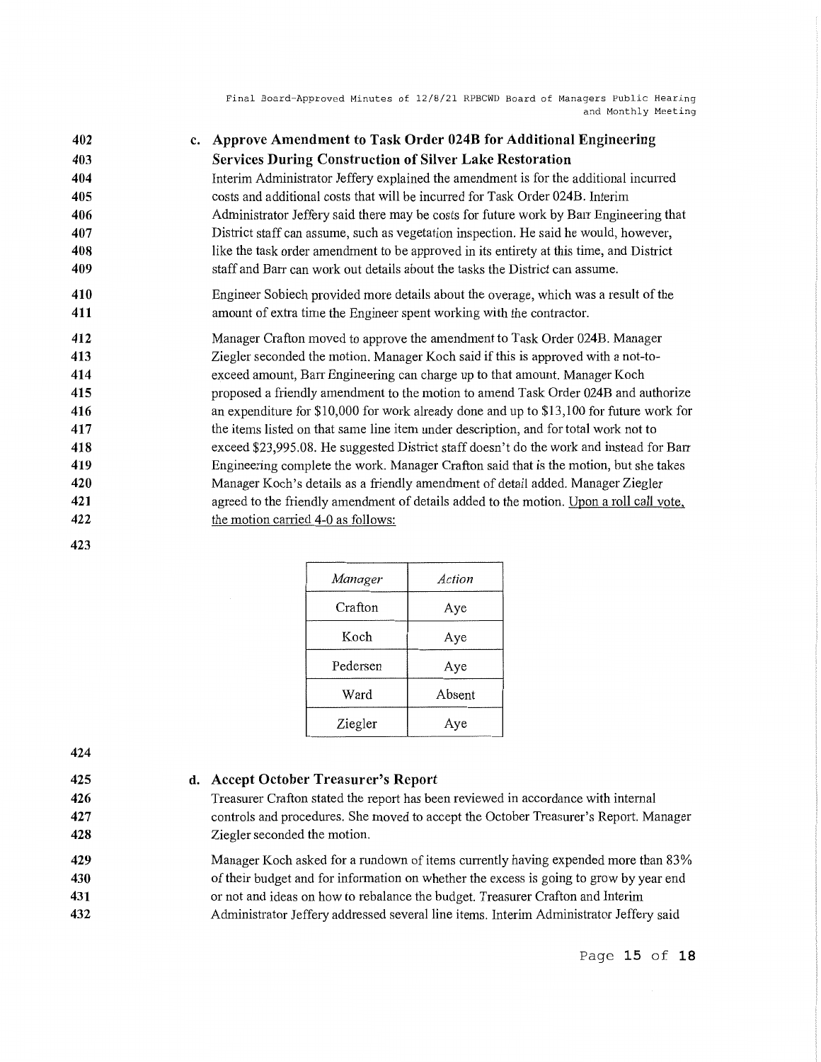c. **Approve Amendment to Task Order 024B for Additional Engineering Services During Construction of Silver Lake Restoration**

Interim Administrator Jeffery explained the amendment is for the additional incurred costs and additional costs that will be incurred for Task Order 024B. Interim Administrator Jeffery said there may be costs for future work by Barr Engineering that District staff can assume, such as vegetation inspection. He said he would, however, like the task order amendment to be approved in its entirety at this time, and District staff and Barr can work out details about the tasks the District can assume.

Engineer Sobiech provided more details about the overage, which was a result of the amount of extra time the Engineer spent working with the contractor.

Manager Crafton moved to approve the amendment to Task Order 024B. Manager Ziegler seconded the motion. Manager Koch said if this is approved with a not-to-exceed amount, Barr Engineering can charge up to that amount. Manager Koch proposed a friendly amendment to the motion to amend Task Order 024B and authorize an expenditure for $10,000 for work already done and up to $13,100 for future work for the items listed on that same line item under description, and for total work not to exceed $23,995.08. He suggested District staff doesn't do the work and instead for Barr Engineering complete the work. Manager Crafton said that is the motion, but she takes Manager Koch's details as a friendly amendment of detail added. Manager Ziegler agreed to the friendly amendment of details added to the motion. Upon a roll call vote, the motion carried 4-0 as follows:

| *Manager* | *Action* |
|---|---|
| Crafton | Aye |
| Koch | Aye |
| Pedersen | Aye |
| Ward | Absent |
| Ziegler | Aye |

d. **Accept October Treasurer's Report**

Treasurer Crafton stated the report has been reviewed in accordance with internal controls and procedures. She moved to accept the October Treasurer's Report. Manager Ziegler seconded the motion.

Manager Koch asked for a rundown of items currently having expended more than 83% of their budget and for information on whether the excess is going to grow by year end or not and ideas on how to rebalance the budget. Treasurer Crafton and Interim Administrator Jeffery addressed several line items. Interim Administrator Jeffery said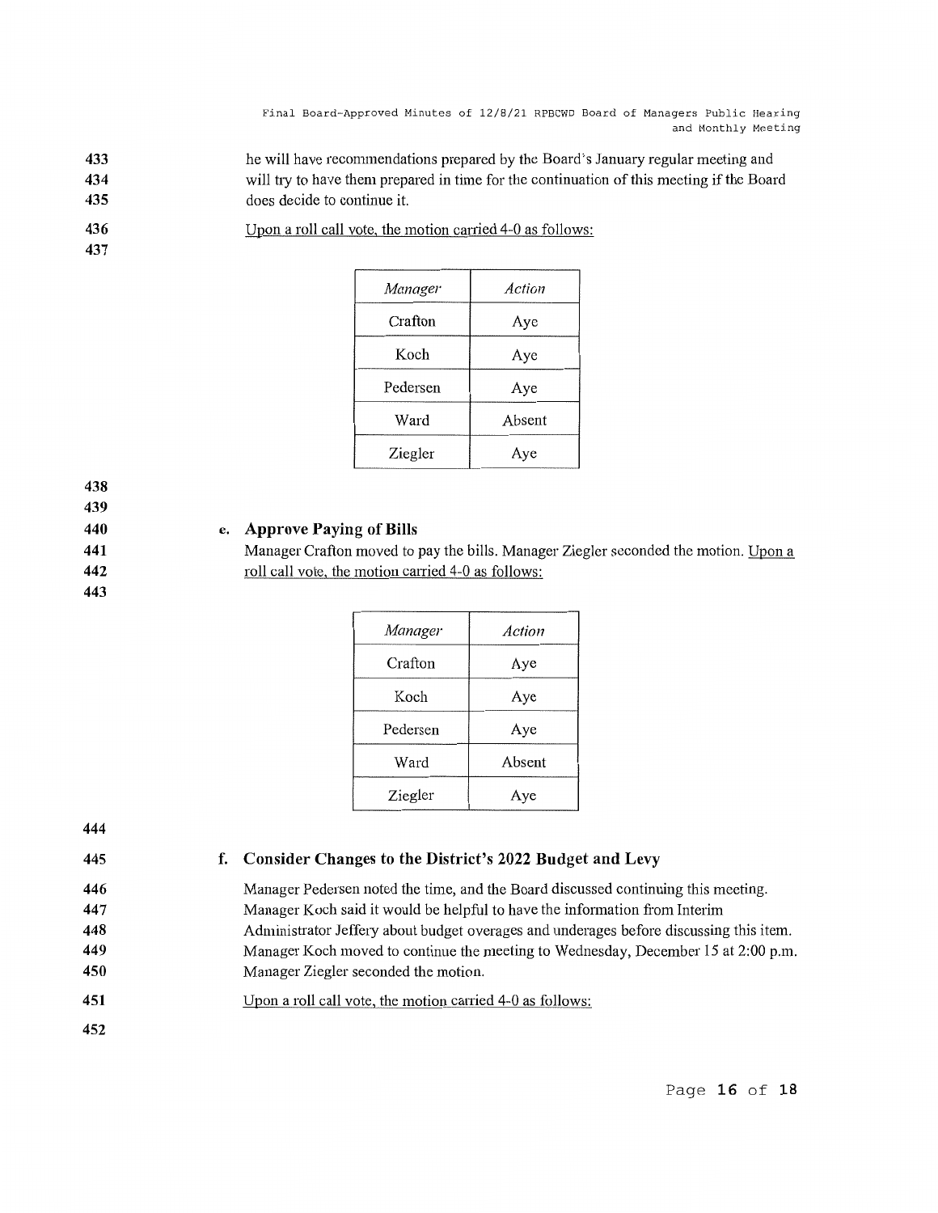he will have recommendations prepared by the Board's January regular meeting and will try to have them prepared in time for the continuation of this meeting if the Board does decide to continue it.

Upon a roll call vote, the motion carried 4-0 as follows:

| *Manager* | *Action* |
|---|---|
| Crafton | Aye |
| Koch | Aye |
| Pedersen | Aye |
| Ward | Absent |
| Ziegler | Aye |

### e. Approve Paying of Bills

Manager Crafton moved to pay the bills. Manager Ziegler seconded the motion. Upon a roll call vote, the motion carried 4-0 as follows:

| *Manager* | *Action* |
|---|---|
| Crafton | Aye |
| Koch | Aye |
| Pedersen | Aye |
| Ward | Absent |
| Ziegler | Aye |

### f. Consider Changes to the District's 2022 Budget and Levy

Manager Pedersen noted the time, and the Board discussed continuing this meeting. Manager Koch said it would be helpful to have the information from Interim Administrator Jeffery about budget overages and underages before discussing this item. Manager Koch moved to continue the meeting to Wednesday, December 15 at 2:00 p.m. Manager Ziegler seconded the motion.

Upon a roll call vote, the motion carried 4-0 as follows: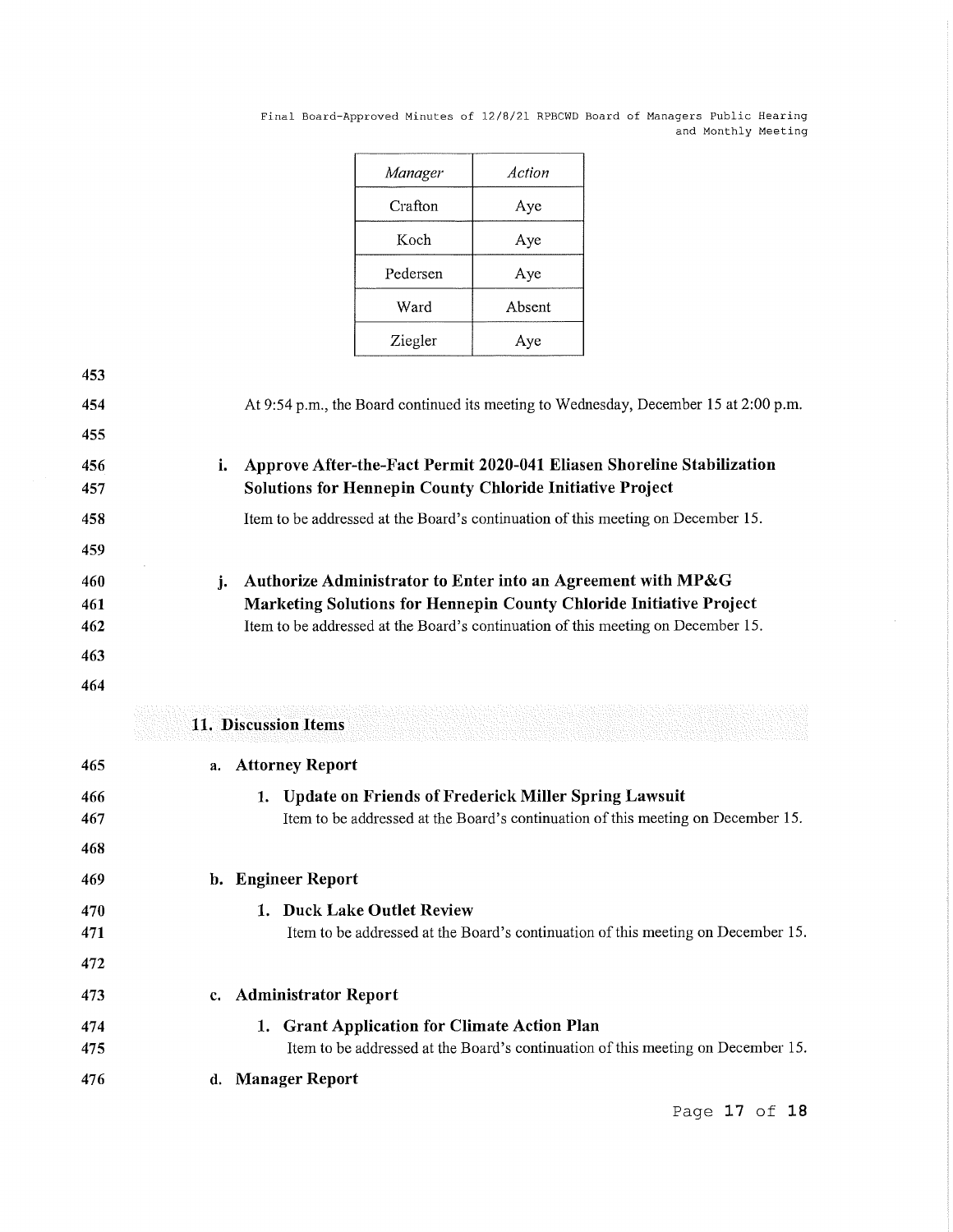| *Manager* | *Action* |
|---|---|
| Crafton | Aye |
| Koch | Aye |
| Pedersen | Aye |
| Ward | Absent |
| Ziegler | Aye |

At 9:54 p.m., the Board continued its meeting to Wednesday, December 15 at 2:00 p.m.

**i. Approve After-the-Fact Permit 2020-041 Eliasen Shoreline Stabilization Solutions for Hennepin County Chloride Initiative Project**

Item to be addressed at the Board's continuation of this meeting on December 15.

**j. Authorize Administrator to Enter into an Agreement with MP&G Marketing Solutions for Hennepin County Chloride Initiative Project**

Item to be addressed at the Board's continuation of this meeting on December 15.

## 11. Discussion Items

### a. Attorney Report

**1. Update on Friends of Frederick Miller Spring Lawsuit**

Item to be addressed at the Board's continuation of this meeting on December 15.

### b. Engineer Report

**1. Duck Lake Outlet Review**

Item to be addressed at the Board's continuation of this meeting on December 15.

### c. Administrator Report

**1. Grant Application for Climate Action Plan**

Item to be addressed at the Board's continuation of this meeting on December 15.

### d. Manager Report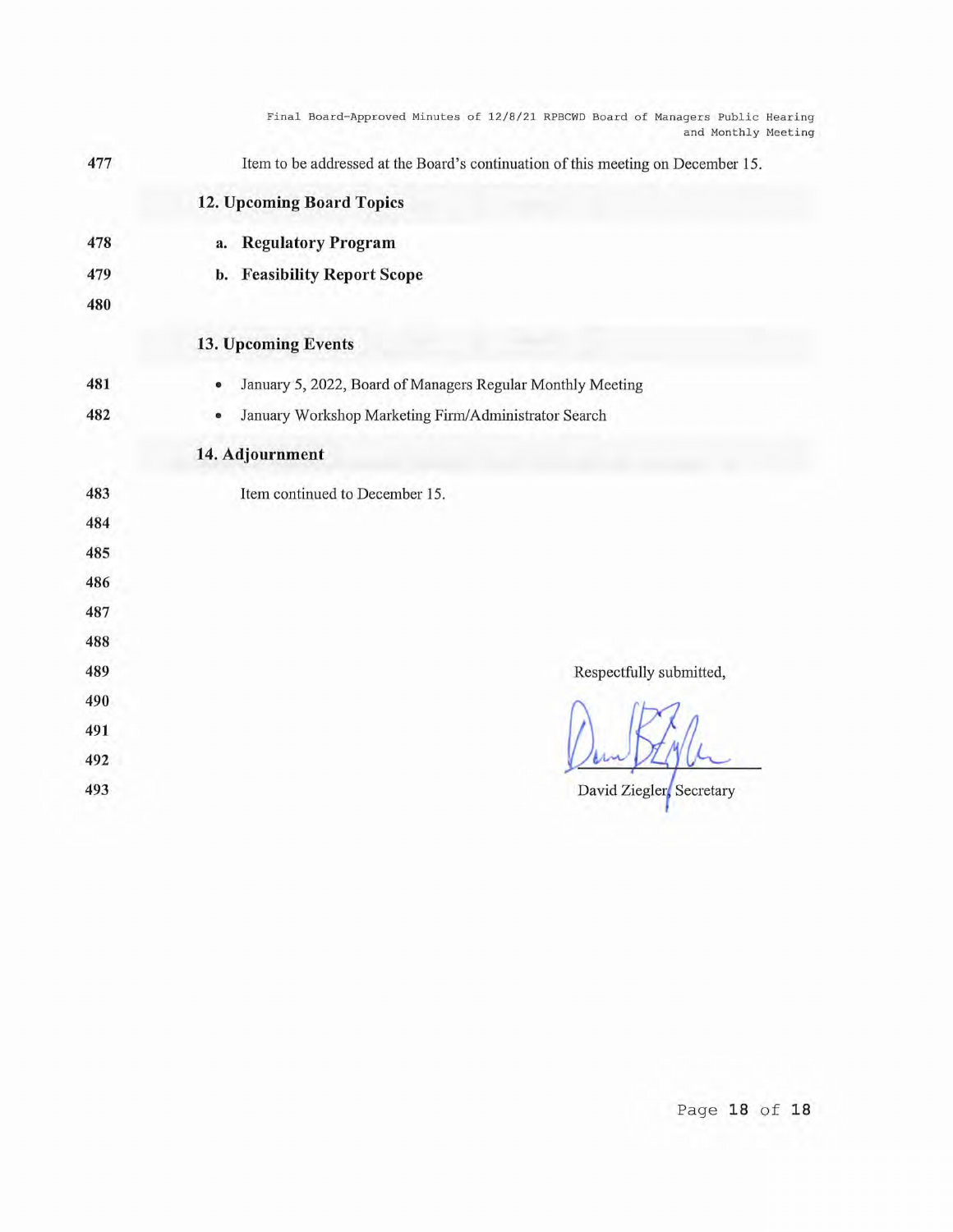Item to be addressed at the Board's continuation of this meeting on December 15.

## 12. Upcoming Board Topics

**a. Regulatory Program**

**b. Feasibility Report Scope**

## 13. Upcoming Events

- January 5, 2022, Board of Managers Regular Monthly Meeting
- January Workshop Marketing Firm/Administrator Search

## 14. Adjournment

Item continued to December 15.

Respectfully submitted,

David Ziegler, Secretary